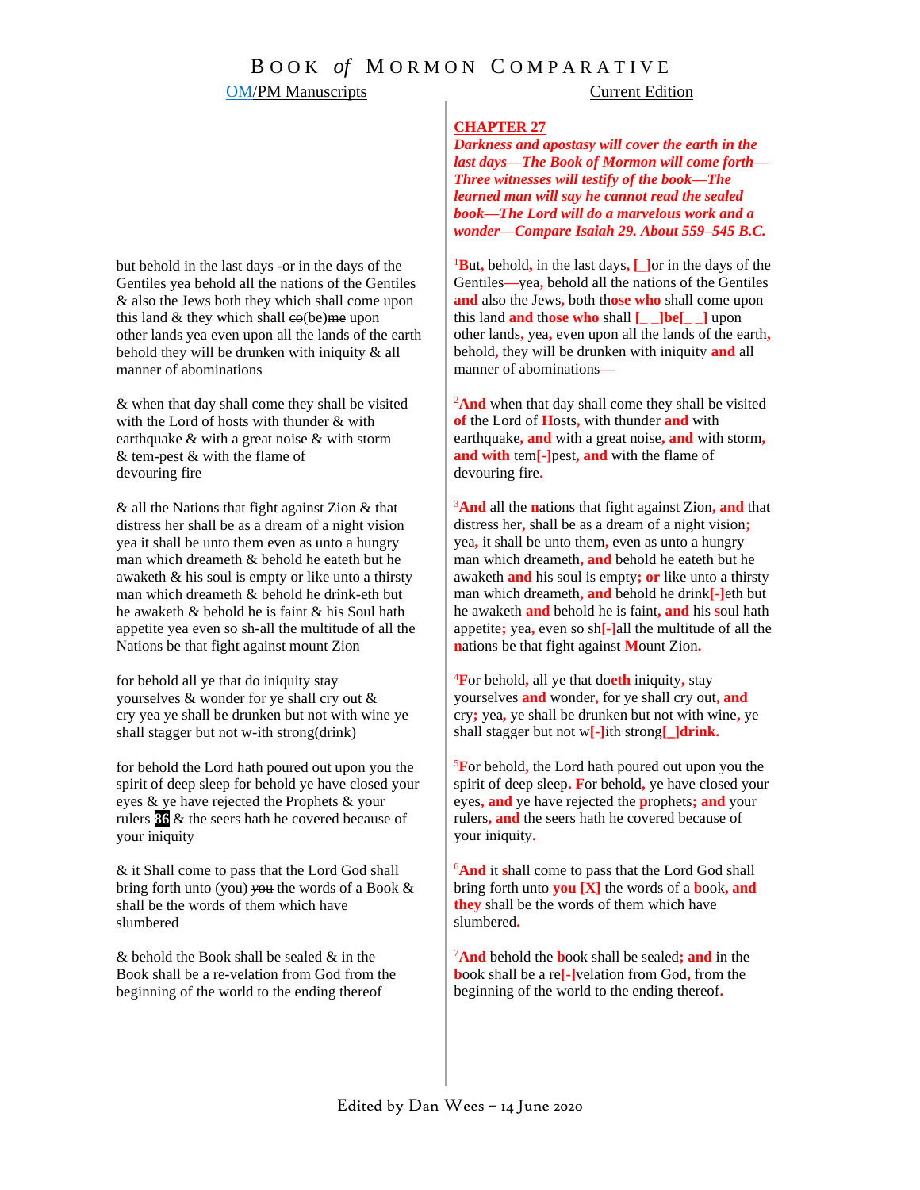# Book *of* Mormon Comparative

| OM/PM Manuscripts | Current Edition |
|---|---|
| | **CHAPTER 27**<br>***Darkness and apostasy will cover the earth in the last days—The Book of Mormon will come forth—Three witnesses will testify of the book—The learned man will say he cannot read the sealed book—The Lord will do a marvelous work and a wonder—Compare Isaiah 29. About 559–545 B.C.*** |
| but behold in the last days -or in the days of the Gentiles yea behold all the nations of the Gentiles & also the Jews both they which shall come upon this land & they which shall ~~co~~(be)~~me~~ upon other lands yea even upon all the lands of the earth behold they will be drunken with iniquity & all manner of abominations | [1]**B**ut, behold**,** in the last days**,** **[_]**or in the days of the Gentiles**—**yea**,** behold all the nations of the Gentiles **and** also the Jews**,** both th**ose who** shall come upon this land **and** th**ose who** shall **[_ _]be[_ _]** upon other lands**,** yea**,** even upon all the lands of the earth**,** behold**,** they will be drunken with iniquity **and** all manner of abominations**—** |
| & when that day shall come they shall be visited with the Lord of hosts with thunder & with earthquake & with a great noise & with storm & tem-pest & with the flame of devouring fire | [2]**And** when that day shall come they shall be visited **of** the Lord of **H**osts**,** with thunder **and** with earthquake**, and** with a great noise**, and** with storm**, and with** tem**[-]**pest**, and** with the flame of devouring fire**.** |
| & all the Nations that fight against Zion & that distress her shall be as a dream of a night vision yea it shall be unto them even as unto a hungry man which dreameth & behold he eateth but he awaketh & his soul is empty or like unto a thirsty man which dreameth & behold he drink-eth but he awaketh & behold he is faint & his Soul hath appetite yea even so sh-all the multitude of all the Nations be that fight against mount Zion | [3]**And** all the **n**ations that fight against Zion**, and** that distress her**,** shall be as a dream of a night vision**;** yea**,** it shall be unto them**,** even as unto a hungry man which dreameth**, and** behold he eateth but he awaketh **and** his soul is empty**; or** like unto a thirsty man which dreameth**, and** behold he drink**[-]**eth but he awaketh **and** behold he is faint**, and** his **s**oul hath appetite**;** yea**,** even so sh**[-]**all the multitude of all the **n**ations be that fight against **M**ount Zion**.** |
| for behold all ye that do iniquity stay yourselves & wonder for ye shall cry out & cry yea ye shall be drunken but not with wine ye shall stagger but not w-ith strong(drink) | [4]**F**or behold**,** all ye that do**eth** iniquity**,** stay yourselves **and** wonder**,** for ye shall cry out**, and** cry**;** yea**,** ye shall be drunken but not with wine**,** ye shall stagger but not w**[-]**ith strong**[_]drink.** |
| for behold the Lord hath poured out upon you the spirit of deep sleep for behold ye have closed your eyes & ye have rejected the Prophets & your rulers **86** & the seers hath he covered because of your iniquity | [5]**F**or behold**,** the Lord hath poured out upon you the spirit of deep sleep**. F**or behold**,** ye have closed your eyes**, and** ye have rejected the **p**rophets**; and** your rulers**, and** the seers hath he covered because of your iniquity**.** |
| & it Shall come to pass that the Lord God shall bring forth unto (you) ~~you~~ the words of a Book & shall be the words of them which have slumbered | [6]**And** it **s**hall come to pass that the Lord God shall bring forth unto **you [X]** the words of a **b**ook**, and they** shall be the words of them which have slumbered**.** |
| & behold the Book shall be sealed & in the Book shall be a re-velation from God from the beginning of the world to the ending thereof | [7]**And** behold the **b**ook shall be sealed**; and** in the **b**ook shall be a re**[-]**velation from God**,** from the beginning of the world to the ending thereof**.** |

Edited by Dan Wees – 14 June 2020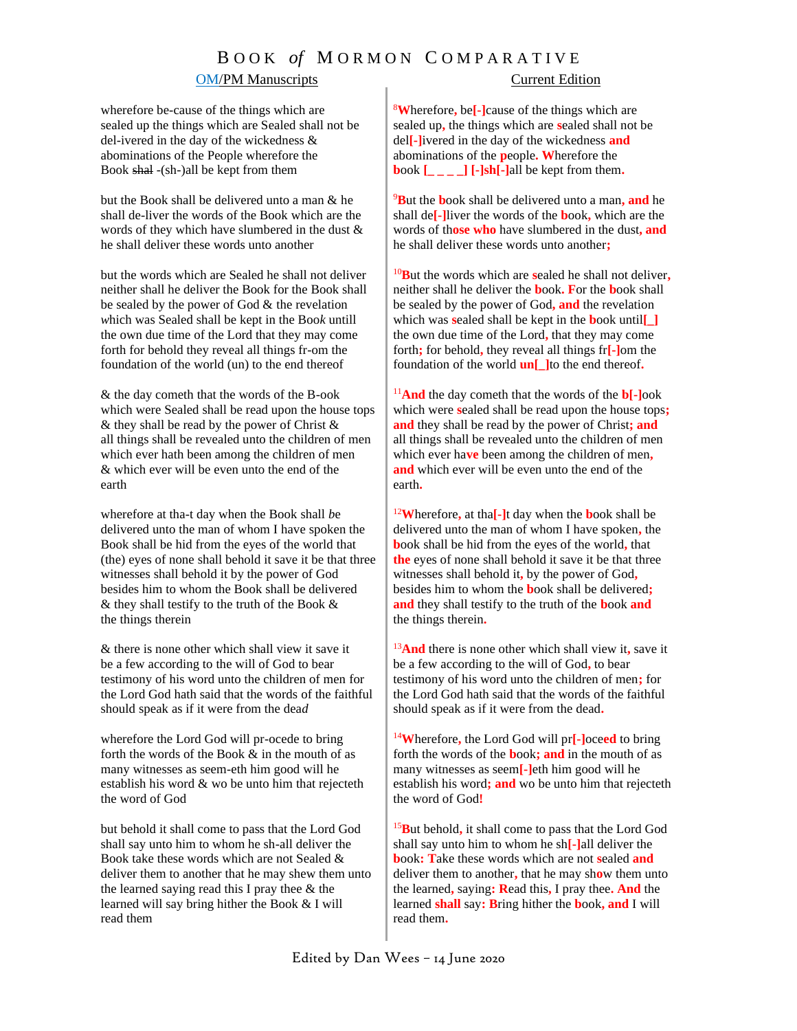| OM/PM Manuscripts | Current Edition |
|---|---|
| wherefore be-cause of the things which are sealed up the things which are Sealed shall not be del-ivered in the day of the wickedness & abominations of the People wherefore the Book ~~shal~~ -(sh-)all be kept from them | [8]Wherefore, be[-]cause of the things which are sealed up, the things which are sealed shall not be del[-]ivered in the day of the wickedness and abominations of the people. Wherefore the book [_ _ _ _] [-]sh[-]all be kept from them. |
| but the Book shall be delivered unto a man & he shall de-liver the words of the Book which are the words of they which have slumbered in the dust & he shall deliver these words unto another | [9]But the book shall be delivered unto a man, and he shall de[-]liver the words of the book, which are the words of those who have slumbered in the dust, and he shall deliver these words unto another; |
| but the words which are Sealed he shall not deliver neither shall he deliver the Book for the Book shall be sealed by the power of God & the revelation *w*hich was Sealed shall be kept in the Boo*k* untill the own due time of the Lord that they may come forth for behold they reveal all things fr-om the foundation of the world (un) to the end thereof | [10]But the words which are sealed he shall not deliver, neither shall he deliver the book. For the book shall be sealed by the power of God, and the revelation which was sealed shall be kept in the book until[_] the own due time of the Lord, that they may come forth; for behold, they reveal all things fr[-]om the foundation of the world un[_]to the end thereof. |
| & the day cometh that the words of the B-ook which were Sealed shall be read upon the house tops & they shall be read by the power of Christ & all things shall be revealed unto the children of men which ever hath been among the children of men & which ever will be even unto the end of the earth | [11]And the day cometh that the words of the b[-]ook which were sealed shall be read upon the house tops; and they shall be read by the power of Christ; and all things shall be revealed unto the children of men which ever have been among the children of men, and which ever will be even unto the end of the earth. |
| wherefore at tha-t day when the Book shall *be* delivered unto the man of whom I have spoken the Book shall be hid from the eyes of the world that (the) eyes of none shall behold it save it be that three witnesses shall behold it by the power of God besides him to whom the Book shall be delivered & they shall testify to the truth of the Book & the things therein | [12]Wherefore, at tha[-]t day when the book shall be delivered unto the man of whom I have spoken, the book shall be hid from the eyes of the world, that the eyes of none shall behold it save it be that three witnesses shall behold it, by the power of God, besides him to whom the book shall be delivered; and they shall testify to the truth of the book and the things therein. |
| & there is none other which shall view it save it be a few according to the will of God to bear testimony of his word unto the children of men for the Lord God hath said that the words of the faithful should speak as if it were from the dea*d* | [13]And there is none other which shall view it, save it be a few according to the will of God, to bear testimony of his word unto the children of men; for the Lord God hath said that the words of the faithful should speak as if it were from the dead. |
| wherefore the Lord God will pr-ocede to bring forth the words of the Book & in the mouth of as many witnesses as seem-eth him good will he establish his word & wo be unto him that rejecteth the word of God | [14]Wherefore, the Lord God will pr[-]oceed to bring forth the words of the book; and in the mouth of as many witnesses as seem[-]eth him good will he establish his word; and wo be unto him that rejecteth the word of God! |
| but behold it shall come to pass that the Lord God shall say unto him to whom he sh-all deliver the Book take these words which are not Sealed & deliver them to another that he may shew them unto the learned saying read this I pray thee & the learned will say bring hither the Book & I will read them | [15]But behold, it shall come to pass that the Lord God shall say unto him to whom he sh[-]all deliver the book: Take these words which are not sealed and deliver them to another, that he may show them unto the learned, saying: Read this, I pray thee. And the learned shall say: Bring hither the book, and I will read them. |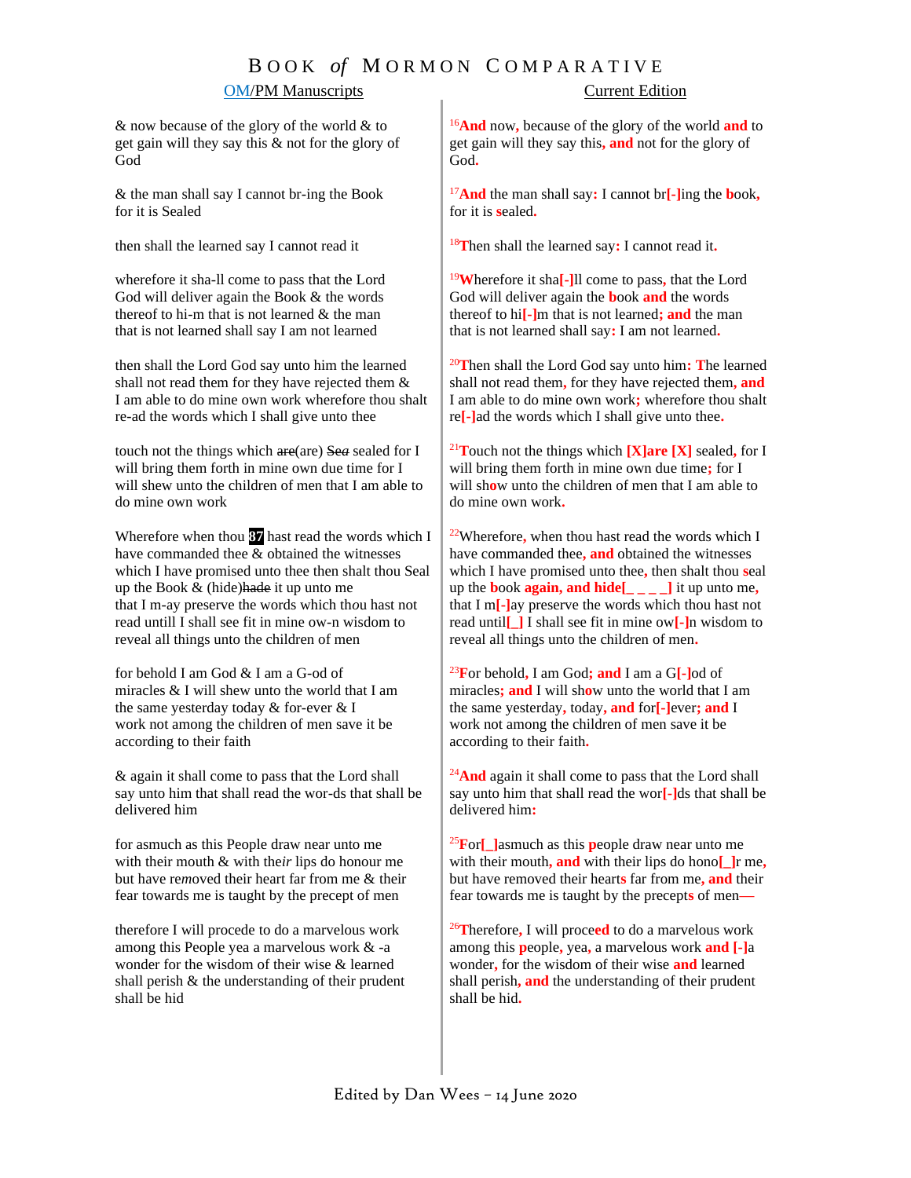# Book *of* Mormon Comparative

| OM/PM Manuscripts | Current Edition |
|---|---|
| & now because of the glory of the world & to get gain will they say this & not for the glory of God | [16]And now, because of the glory of the world and to get gain will they say this, and not for the glory of God. |
| & the man shall say I cannot br-ing the Book for it is Sealed | [17]And the man shall say: I cannot br[-]ing the book, for it is sealed. |
| then shall the learned say I cannot read it | [18]Then shall the learned say: I cannot read it. |
| wherefore it sha-ll come to pass that the Lord God will deliver again the Book & the words thereof to hi-m that is not learned & the man that is not learned shall say I am not learned | [19]Wherefore it sha[-]ll come to pass, that the Lord God will deliver again the book and the words thereof to hi[-]m that is not learned; and the man that is not learned shall say: I am not learned. |
| then shall the Lord God say unto him the learned shall not read them for they have rejected them & I am able to do mine own work wherefore thou shalt re-ad the words which I shall give unto thee | [20]Then shall the Lord God say unto him: The learned shall not read them, for they have rejected them, and I am able to do mine own work; wherefore thou shalt re[-]ad the words which I shall give unto thee. |
| touch not the things which ~~are~~(are) ~~Sea~~ sealed for I will bring them forth in mine own due time for I will shew unto the children of men that I am able to do mine own work | [21]Touch not the things which [X]are [X] sealed, for I will bring them forth in mine own due time; for I will show unto the children of men that I am able to do mine own work. |
| Wherefore when thou **37** hast read the words which I have commanded thee & obtained the witnesses which I have promised unto thee then shalt thou Seal up the Book & (hide)~~hade~~ it up unto me that I m-ay preserve the words which thou hast not read untill I shall see fit in mine ow-n wisdom to reveal all things unto the children of men | [22]Wherefore, when thou hast read the words which I have commanded thee, and obtained the witnesses which I have promised unto thee, then shalt thou seal up the book again, and hide[_ _ _ _] it up unto me, that I m[-]ay preserve the words which thou hast not read until[_] I shall see fit in mine ow[-]n wisdom to reveal all things unto the children of men. |
| for behold I am God & I am a G-od of miracles & I will shew unto the world that I am the same yesterday today & for-ever & I work not among the children of men save it be according to their faith | [23]For behold, I am God; and I am a G[-]od of miracles; and I will show unto the world that I am the same yesterday, today, and for[-]ever; and I work not among the children of men save it be according to their faith. |
| & again it shall come to pass that the Lord shall say unto him that shall read the wor-ds that shall be delivered him | [24]And again it shall come to pass that the Lord shall say unto him that shall read the wor[-]ds that shall be delivered him: |
| for asmuch as this People draw near unto me with their mouth & with their lips do honour me but have removed their heart far from me & their fear towards me is taught by the precept of men | [25]For[_]asmuch as this people draw near unto me with their mouth, and with their lips do hono[_]r me, but have removed their hearts far from me, and their fear towards me is taught by the precepts of men— |
| therefore I will procede to do a marvelous work among this People yea a marvelous work & -a wonder for the wisdom of their wise & learned shall perish & the understanding of their prudent shall be hid | [26]Therefore, I will proceed to do a marvelous work among this people, yea, a marvelous work and [-]a wonder, for the wisdom of their wise and learned shall perish, and the understanding of their prudent shall be hid. |

Edited by Dan Wees – 14 June 2020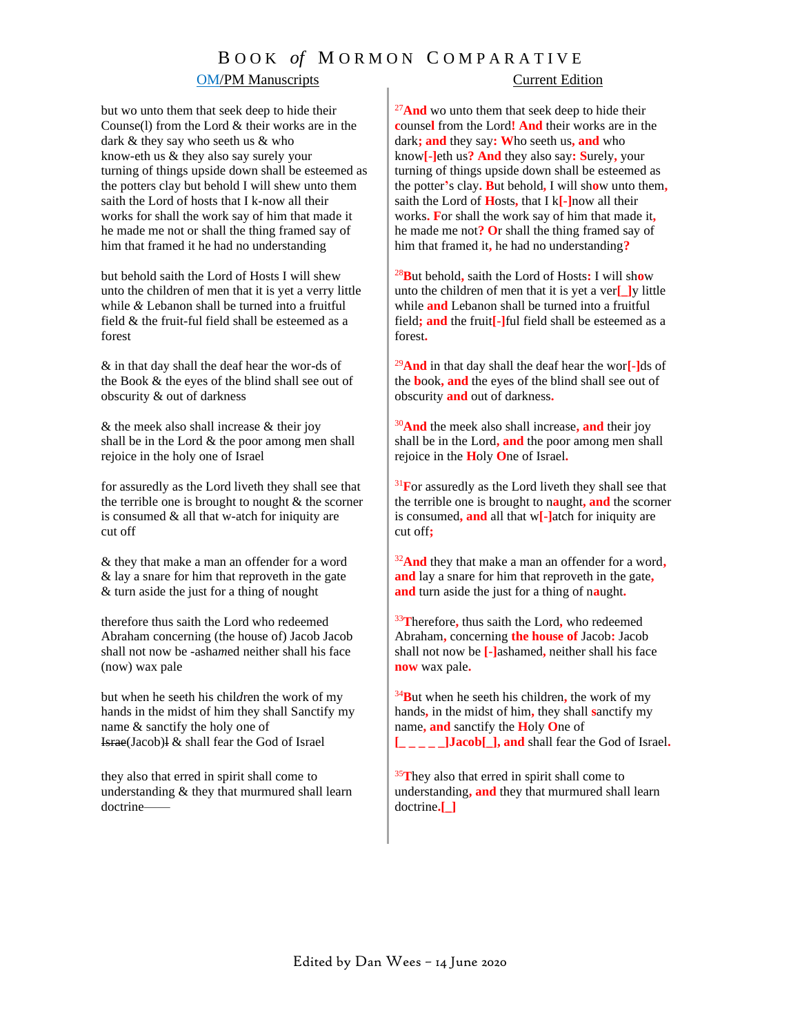# BOOK *of* MORMON COMPARATIVE

| OM/PM Manuscripts | Current Edition |
|---|---|
| but wo unto them that seek deep to hide their Counse(l) from the Lord & their works are in the dark & they say who seeth us & who know-eth us & they also say surely your turning of things upside down shall be esteemed as the potters clay but behold I will shew unto them saith the Lord of hosts that I k-now all their works for shall the work say of him that made it he made me not or shall the thing framed say of him that framed it he had no understanding | [27]**And** wo unto them that seek deep to hide their **c**ounse**l** from the Lord**!** **And** their works are in the dark**;** **and** they say**:** **W**ho seeth us**,** **and** who know**[-]**eth us**?** **And** they also say**:** **S**urely**,** your turning of things upside down shall be esteemed as the potter**'**s clay**.** **B**ut behold**,** I will sh**o**w unto them**,** saith the Lord of **H**osts**,** that I k**[-]**now all their works**.** **F**or shall the work say of him that made it**,** he made me not**?** **O**r shall the thing framed say of him that framed it**,** he had no understanding**?** |
| but behold saith the Lord of Hosts I will shew unto the children of men that it is yet a verry little while & Lebanon shall be turned into a fruitful field & the fruit-ful field shall be esteemed as a forest | [28]**B**ut behold**,** saith the Lord of Hosts**:** I will sh**o**w unto the children of men that it is yet a ver**[_]**y little while **and** Lebanon shall be turned into a fruitful field**;** **and** the fruit**[-]**ful field shall be esteemed as a forest**.** |
| & in that day shall the deaf hear the wor-ds of the Book & the eyes of the blind shall see out of obscurity & out of darkness | [29]**And** in that day shall the deaf hear the wor**[-]**ds of the **b**ook**,** **and** the eyes of the blind shall see out of obscurity **and** out of darkness**.** |
| & the meek also shall increase & their joy shall be in the Lord & the poor among men shall rejoice in the holy one of Israel | [30]**And** the meek also shall increase**,** **and** their joy shall be in the Lord**,** **and** the poor among men shall rejoice in the **H**oly **O**ne of Israel**.** |
| for assuredly as the Lord liveth they shall see that the terrible one is brought to nought & the scorner is consumed & all that w-atch for iniquity are cut off | [31]**F**or assuredly as the Lord liveth they shall see that the terrible one is brought to n**a**ught**,** **and** the scorner is consumed**,** **and** all that w**[-]**atch for iniquity are cut off**;** |
| & they that make a man an offender for a word & lay a snare for him that reproveth in the gate & turn aside the just for a thing of nought | [32]**And** they that make a man an offender for a word**,** **and** lay a snare for him that reproveth in the gate**,** **and** turn aside the just for a thing of n**a**ught**.** |
| therefore thus saith the Lord who redeemed Abraham concerning (the house of) Jacob Jacob shall not now be -asha*m*ed neither shall his face (now) wax pale | [33]**T**herefore**,** thus saith the Lord**,** who redeemed Abraham**,** concerning **the house of** Jacob**:** Jacob shall not now be **[-]**ashamed**,** neither shall his face **now** wax pale**.** |
| but when he seeth his chil*d*ren the work of my hands in the midst of him they shall Sanctify my name & sanctify the holy one of ~~Israe~~(Jacob)~~l~~ & shall fear the God of Israel | [34]**B**ut when he seeth his children**,** the work of my hands**,** in the midst of him**,** they shall **s**anctify my name**,** **and** sanctify the **H**oly **O**ne of **[_ _ _ _ _]Jacob[_]**, **and** shall fear the God of Israel**.** |
| they also that erred in spirit shall come to understanding & they that murmured shall learn doctrine—— | [35]**T**hey also that erred in spirit shall come to understanding**,** **and** they that murmured shall learn doctrine**.[_]** |

Edited by Dan Wees – 14 June 2020